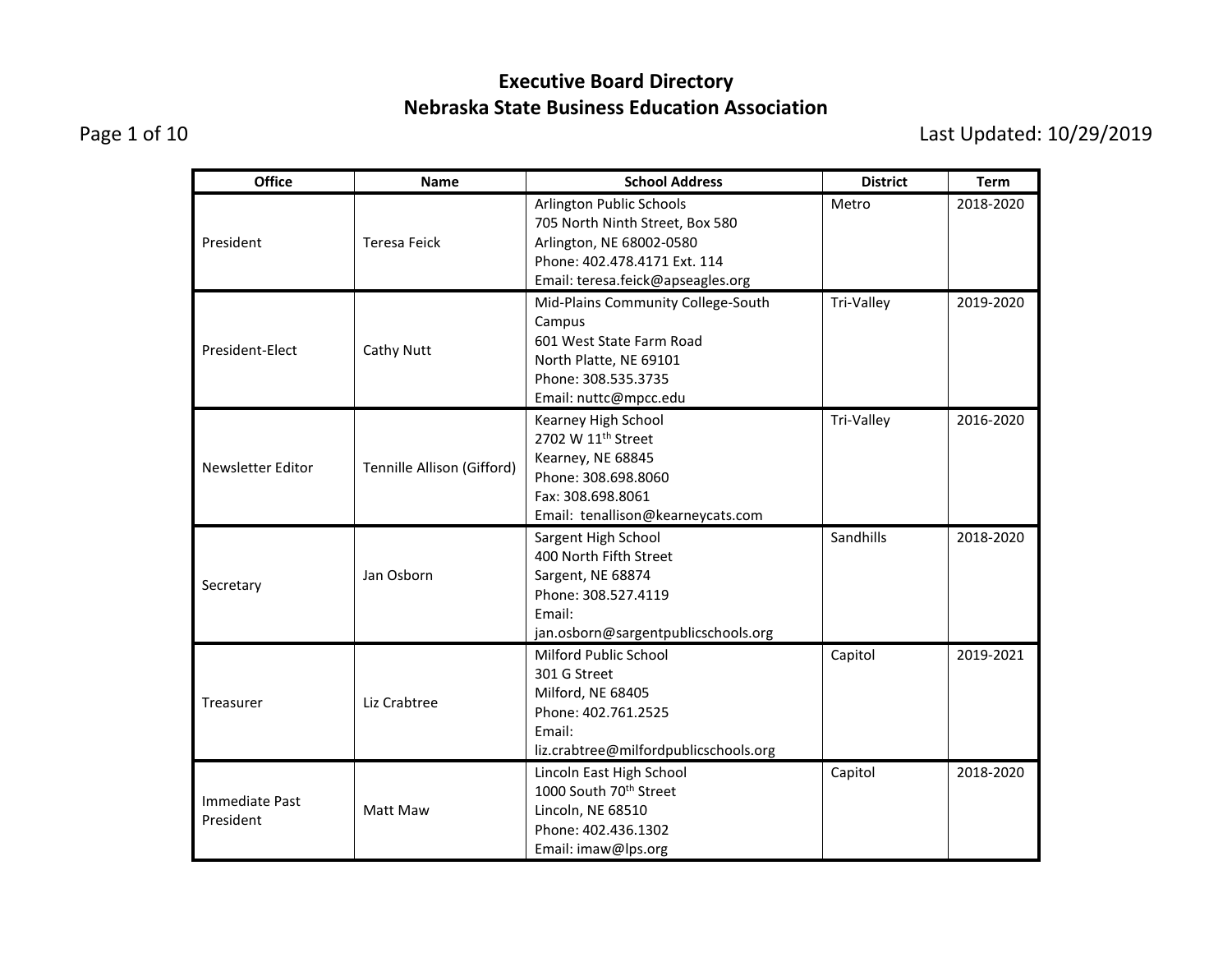# Executive Board Directory
# Nebraska State Business Education Association

Last Updated: 10/29/2019

| Office | Name | School Address | District | Term |
|---|---|---|---|---|
| President | Teresa Feick | Arlington Public Schools<br>705 North Ninth Street, Box 580<br>Arlington, NE 68002-0580<br>Phone: 402.478.4171 Ext. 114<br>Email: teresa.feick@apseagles.org | Metro | 2018-2020 |
| President-Elect | Cathy Nutt | Mid-Plains Community College-South Campus<br>601 West State Farm Road<br>North Platte, NE 69101<br>Phone: 308.535.3735<br>Email: nuttc@mpcc.edu | Tri-Valley | 2019-2020 |
| Newsletter Editor | Tennille Allison (Gifford) | Kearney High School<br>2702 W 11th Street<br>Kearney, NE 68845<br>Phone: 308.698.8060<br>Fax: 308.698.8061<br>Email: tenallison@kearneycats.com | Tri-Valley | 2016-2020 |
| Secretary | Jan Osborn | Sargent High School<br>400 North Fifth Street<br>Sargent, NE 68874<br>Phone: 308.527.4119<br>Email: jan.osborn@sargentpublicschools.org | Sandhills | 2018-2020 |
| Treasurer | Liz Crabtree | Milford Public School<br>301 G Street<br>Milford, NE 68405<br>Phone: 402.761.2525<br>Email: liz.crabtree@milfordpublicschools.org | Capitol | 2019-2021 |
| Immediate Past President | Matt Maw | Lincoln East High School<br>1000 South 70th Street<br>Lincoln, NE 68510<br>Phone: 402.436.1302<br>Email: imaw@lps.org | Capitol | 2018-2020 |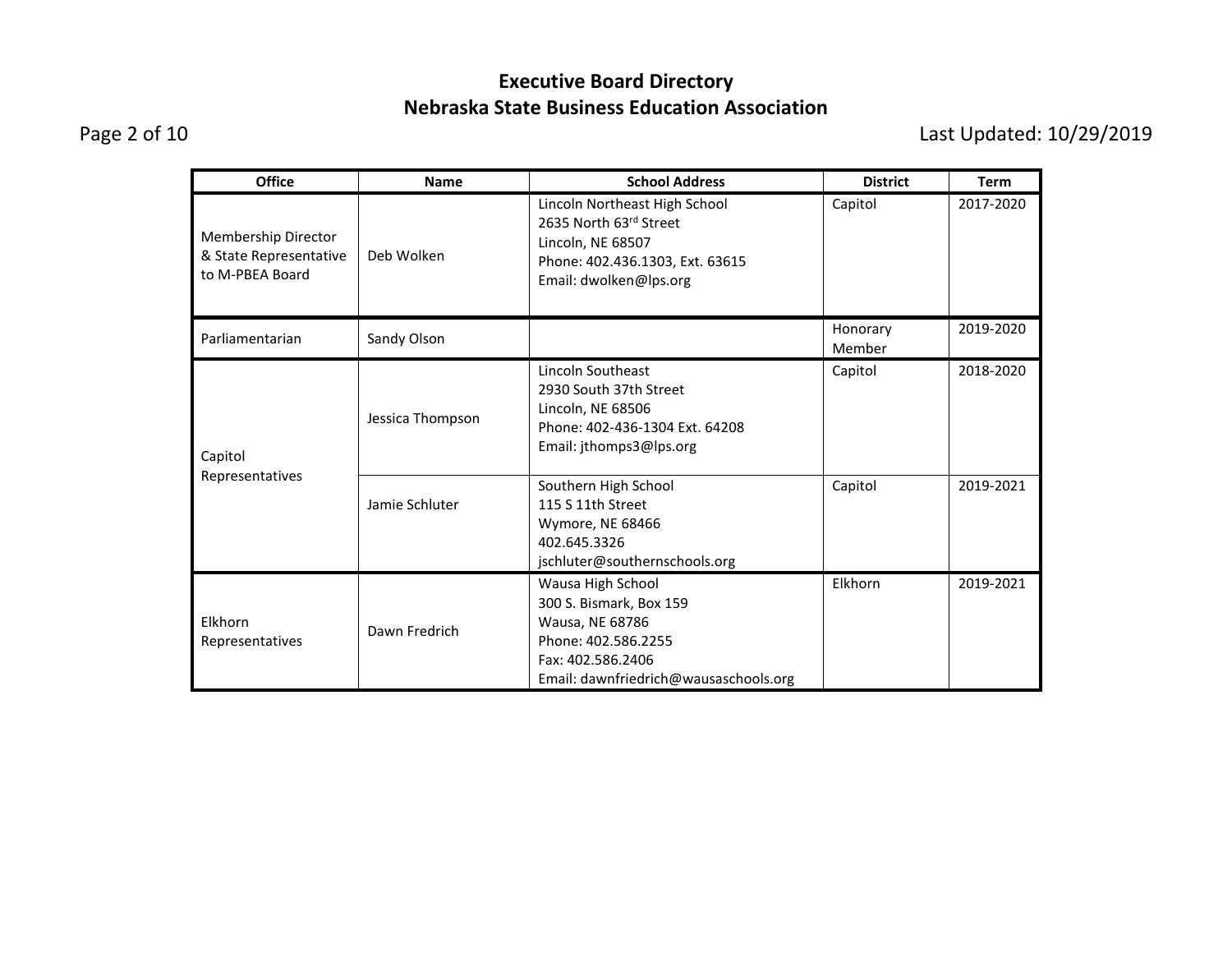# Executive Board Directory
## Nebraska State Business Education Association

Last Updated: 10/29/2019

| Office | Name | School Address | District | Term |
|---|---|---|---|---|
| Membership Director & State Representative to M-PBEA Board | Deb Wolken | Lincoln Northeast High School<br>2635 North 63rd Street<br>Lincoln, NE 68507<br>Phone: 402.436.1303, Ext. 63615<br>Email: dwolken@lps.org | Capitol | 2017-2020 |
| Parliamentarian | Sandy Olson | | Honorary Member | 2019-2020 |
| Capitol Representatives | Jessica Thompson | Lincoln Southeast<br>2930 South 37th Street<br>Lincoln, NE 68506<br>Phone: 402-436-1304 Ext. 64208<br>Email: jthomps3@lps.org | Capitol | 2018-2020 |
| | Jamie Schluter | Southern High School<br>115 S 11th Street<br>Wymore, NE 68466<br>402.645.3326<br>jschluter@southernschools.org | Capitol | 2019-2021 |
| Elkhorn Representatives | Dawn Fredrich | Wausa High School<br>300 S. Bismark, Box 159<br>Wausa, NE 68786<br>Phone: 402.586.2255<br>Fax: 402.586.2406<br>Email: dawnfriedrich@wausaschools.org | Elkhorn | 2019-2021 |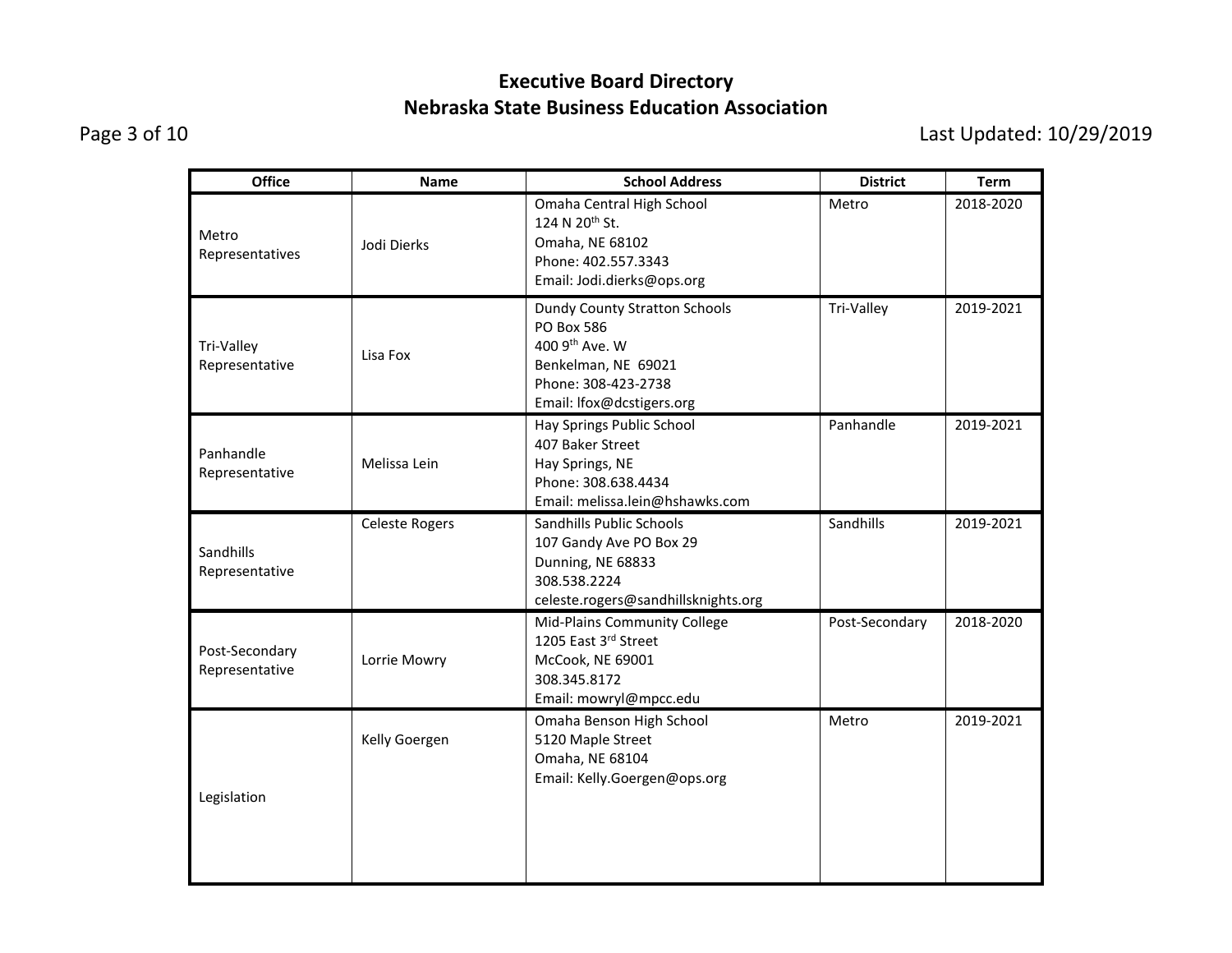# Executive Board Directory
## Nebraska State Business Education Association

Last Updated: 10/29/2019

| Office | Name | School Address | District | Term |
|---|---|---|---|---|
| Metro Representatives | Jodi Dierks | Omaha Central High School<br>124 N 20th St.<br>Omaha, NE 68102<br>Phone: 402.557.3343<br>Email: Jodi.dierks@ops.org | Metro | 2018-2020 |
| Tri-Valley Representative | Lisa Fox | Dundy County Stratton Schools<br>PO Box 586<br>400 9th Ave. W<br>Benkelman, NE 69021<br>Phone: 308-423-2738<br>Email: lfox@dcstigers.org | Tri-Valley | 2019-2021 |
| Panhandle Representative | Melissa Lein | Hay Springs Public School<br>407 Baker Street<br>Hay Springs, NE<br>Phone: 308.638.4434<br>Email: melissa.lein@hshawks.com | Panhandle | 2019-2021 |
| Sandhills Representative | Celeste Rogers | Sandhills Public Schools<br>107 Gandy Ave PO Box 29<br>Dunning, NE 68833<br>308.538.2224<br>celeste.rogers@sandhillsknights.org | Sandhills | 2019-2021 |
| Post-Secondary Representative | Lorrie Mowry | Mid-Plains Community College<br>1205 East 3rd Street<br>McCook, NE 69001<br>308.345.8172<br>Email: mowryl@mpcc.edu | Post-Secondary | 2018-2020 |
| Legislation | Kelly Goergen | Omaha Benson High School<br>5120 Maple Street<br>Omaha, NE 68104<br>Email: Kelly.Goergen@ops.org | Metro | 2019-2021 |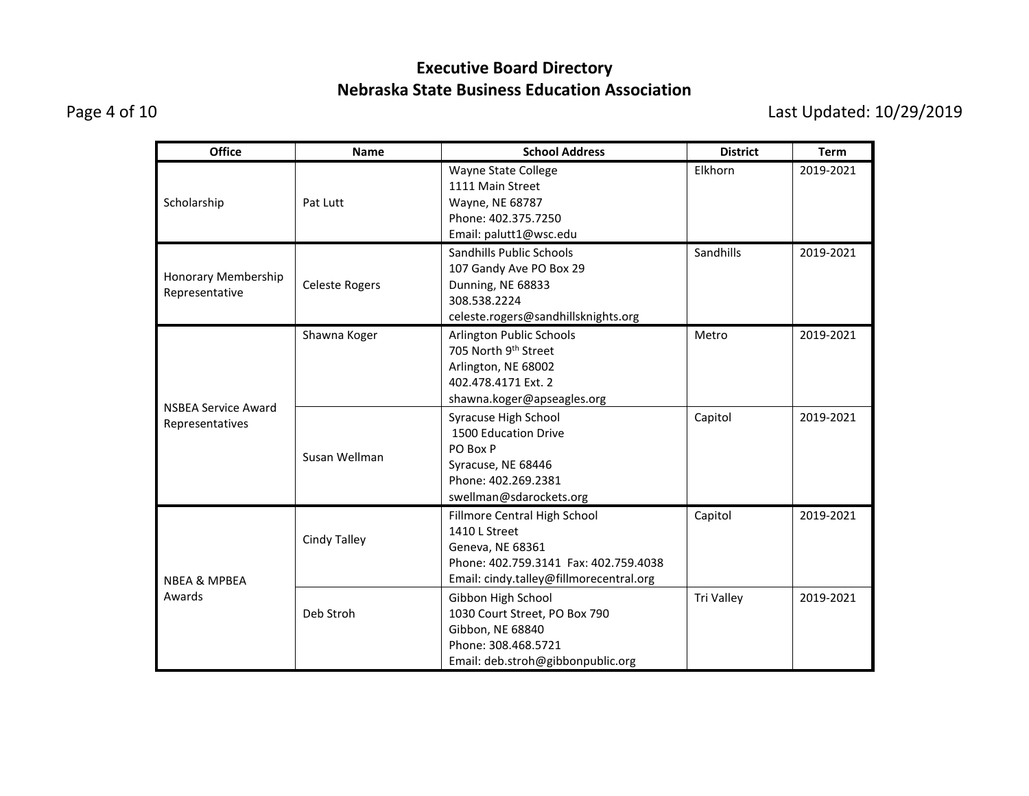# Executive Board Directory
## Nebraska State Business Education Association

Last Updated: 10/29/2019

| Office | Name | School Address | District | Term |
|---|---|---|---|---|
| Scholarship | Pat Lutt | Wayne State College<br>1111 Main Street<br>Wayne, NE 68787<br>Phone: 402.375.7250<br>Email: palutt1@wsc.edu | Elkhorn | 2019-2021 |
| Honorary Membership Representative | Celeste Rogers | Sandhills Public Schools<br>107 Gandy Ave PO Box 29<br>Dunning, NE 68833<br>308.538.2224<br>celeste.rogers@sandhillsknights.org | Sandhills | 2019-2021 |
| NSBEA Service Award Representatives | Shawna Koger | Arlington Public Schools<br>705 North 9th Street<br>Arlington, NE 68002<br>402.478.4171 Ext. 2<br>shawna.koger@apseagles.org | Metro | 2019-2021 |
| | Susan Wellman | Syracuse High School<br>1500 Education Drive<br>PO Box P<br>Syracuse, NE 68446<br>Phone: 402.269.2381<br>swellman@sdarockets.org | Capitol | 2019-2021 |
| NBEA & MPBEA Awards | Cindy Talley | Fillmore Central High School<br>1410 L Street<br>Geneva, NE 68361<br>Phone: 402.759.3141 Fax: 402.759.4038<br>Email: cindy.talley@fillmorecentral.org | Capitol | 2019-2021 |
| | Deb Stroh | Gibbon High School<br>1030 Court Street, PO Box 790<br>Gibbon, NE 68840<br>Phone: 308.468.5721<br>Email: deb.stroh@gibbonpublic.org | Tri Valley | 2019-2021 |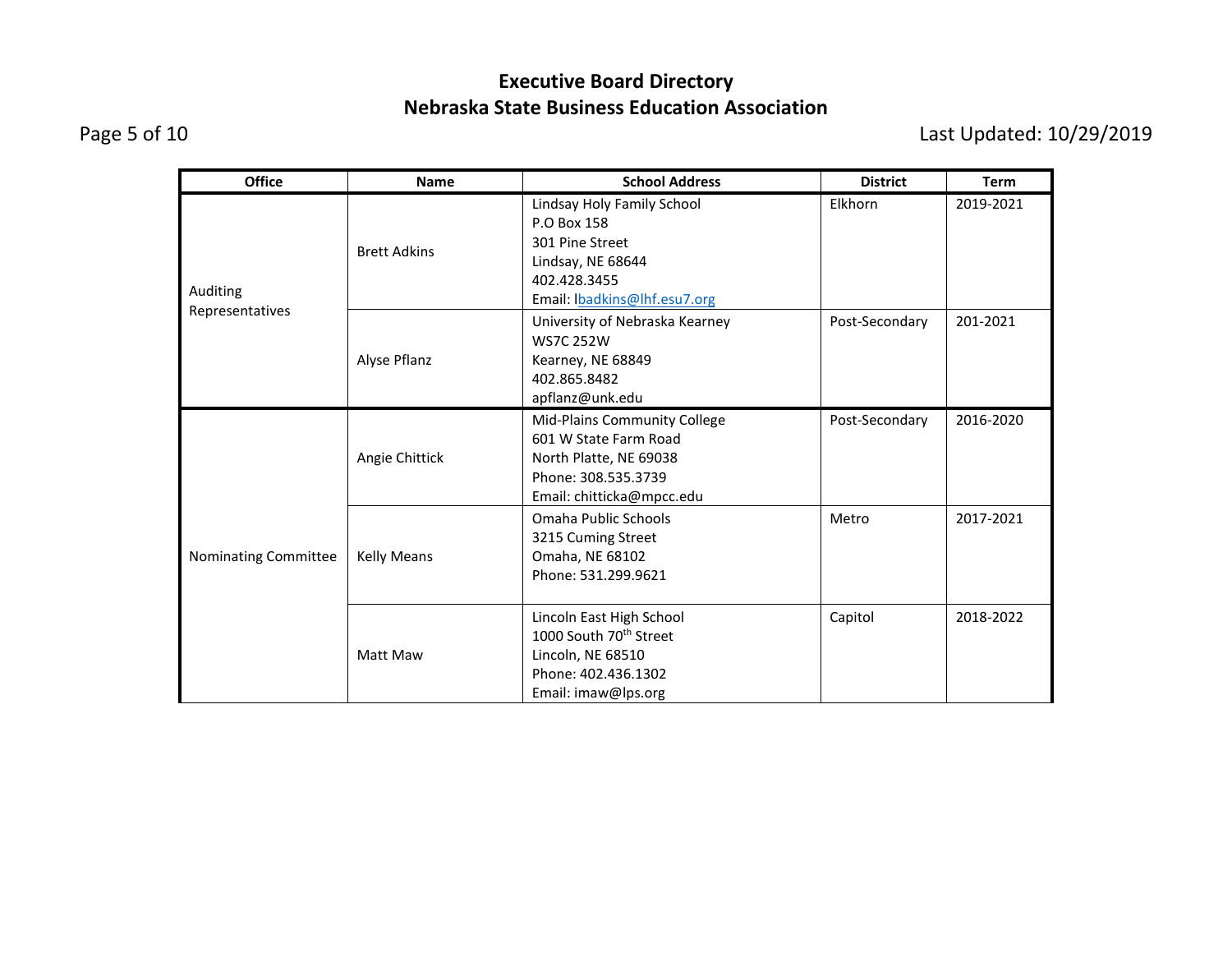# Executive Board Directory
## Nebraska State Business Education Association

| Office | Name | School Address | District | Term |
|---|---|---|---|---|
| Auditing Representatives | Brett Adkins | Lindsay Holy Family School<br>P.O Box 158<br>301 Pine Street<br>Lindsay, NE 68644<br>402.428.3455<br>Email: lbadkins@lhf.esu7.org | Elkhorn | 2019-2021 |
| | Alyse Pflanz | University of Nebraska Kearney<br>WS7C 252W<br>Kearney, NE 68849<br>402.865.8482<br>apflanz@unk.edu | Post-Secondary | 201-2021 |
| Nominating Committee | Angie Chittick | Mid-Plains Community College<br>601 W State Farm Road<br>North Platte, NE 69038<br>Phone: 308.535.3739<br>Email: chitticka@mpcc.edu | Post-Secondary | 2016-2020 |
| | Kelly Means | Omaha Public Schools<br>3215 Cuming Street<br>Omaha, NE 68102<br>Phone: 531.299.9621 | Metro | 2017-2021 |
| | Matt Maw | Lincoln East High School<br>1000 South 70th Street<br>Lincoln, NE 68510<br>Phone: 402.436.1302<br>Email: imaw@lps.org | Capitol | 2018-2022 |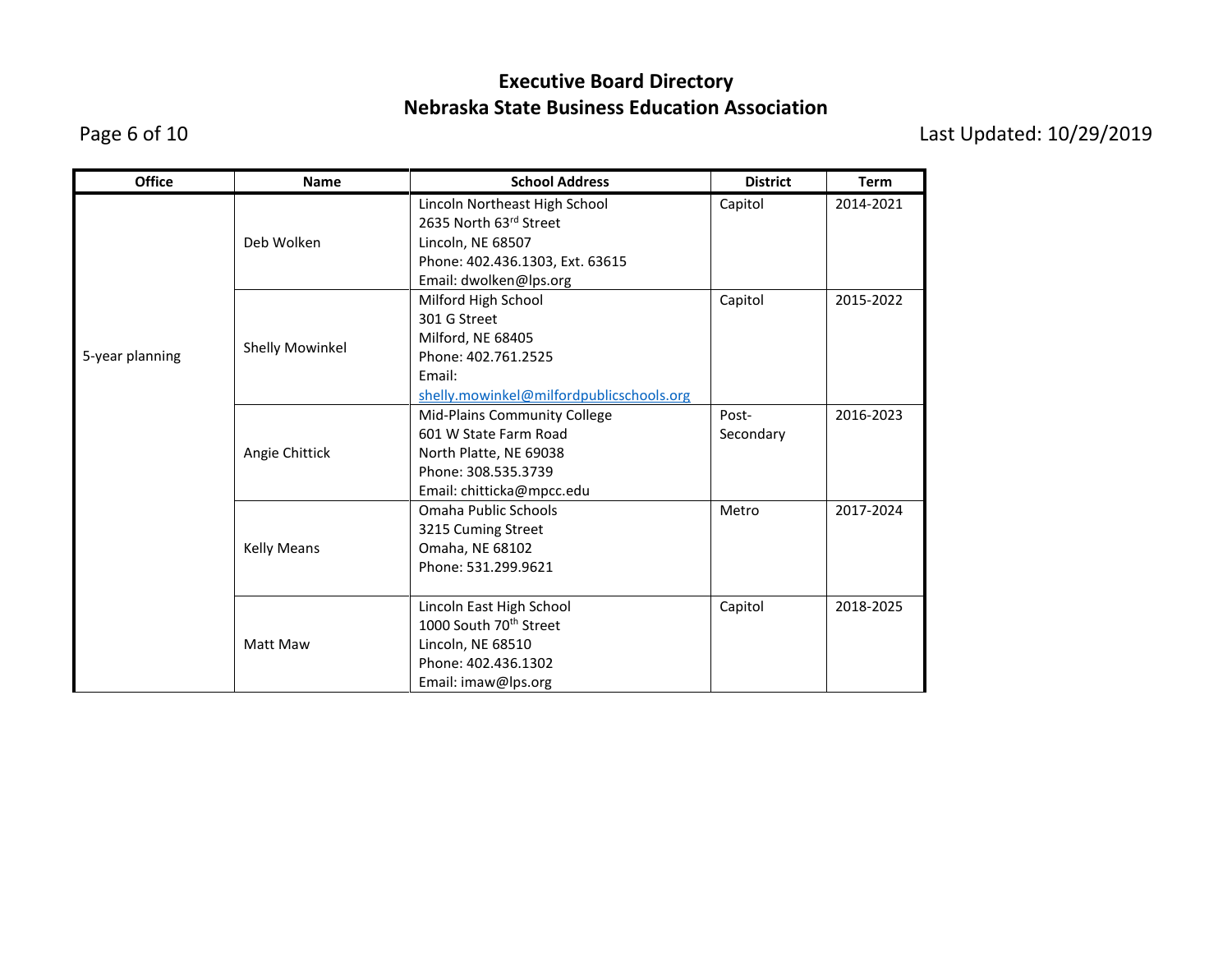**Executive Board Directory**
**Nebraska State Business Education Association**

Last Updated: 10/29/2019

| Office | Name | School Address | District | Term |
| --- | --- | --- | --- | --- |
| 5-year planning | Deb Wolken | Lincoln Northeast High School<br>2635 North 63rd Street<br>Lincoln, NE 68507<br>Phone: 402.436.1303, Ext. 63615<br>Email: dwolken@lps.org | Capitol | 2014-2021 |
| | Shelly Mowinkel | Milford High School<br>301 G Street<br>Milford, NE 68405<br>Phone: 402.761.2525<br>Email: shelly.mowinkel@milfordpublicschools.org | Capitol | 2015-2022 |
| | Angie Chittick | Mid-Plains Community College<br>601 W State Farm Road<br>North Platte, NE 69038<br>Phone: 308.535.3739<br>Email: chitticka@mpcc.edu | Post-Secondary | 2016-2023 |
| | Kelly Means | Omaha Public Schools<br>3215 Cuming Street<br>Omaha, NE 68102<br>Phone: 531.299.9621 | Metro | 2017-2024 |
| | Matt Maw | Lincoln East High School<br>1000 South 70th Street<br>Lincoln, NE 68510<br>Phone: 402.436.1302<br>Email: imaw@lps.org | Capitol | 2018-2025 |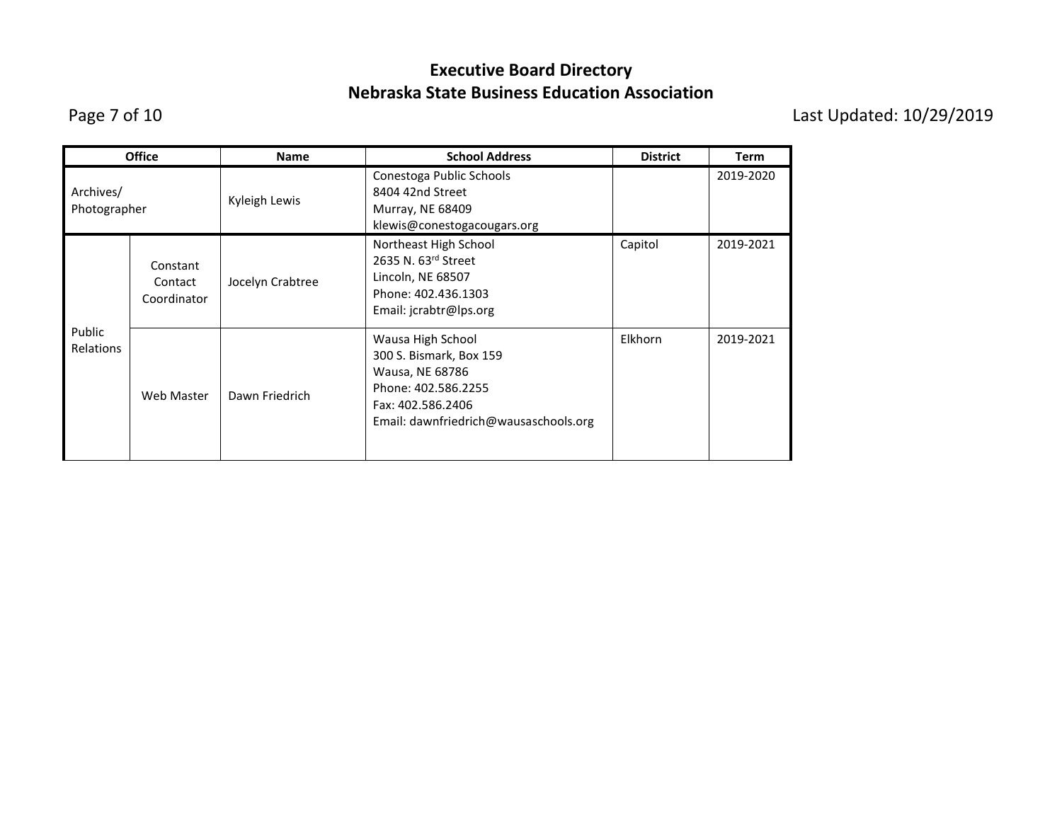# Executive Board Directory
## Nebraska State Business Education Association

Last Updated: 10/29/2019

| Office | | Name | School Address | District | Term |
|---|---|---|---|---|---|
| Archives/ Photographer | | Kyleigh Lewis | Conestoga Public Schools<br>8404 42nd Street<br>Murray, NE 68409<br>klewis@conestogacougars.org | | 2019-2020 |
| Public Relations | Constant Contact Coordinator | Jocelyn Crabtree | Northeast High School<br>2635 N. 63rd Street<br>Lincoln, NE 68507<br>Phone: 402.436.1303<br>Email: jcrabtr@lps.org | Capitol | 2019-2021 |
| | Web Master | Dawn Friedrich | Wausa High School<br>300 S. Bismark, Box 159<br>Wausa, NE 68786<br>Phone: 402.586.2255<br>Fax: 402.586.2406<br>Email: dawnfriedrich@wausaschools.org | Elkhorn | 2019-2021 |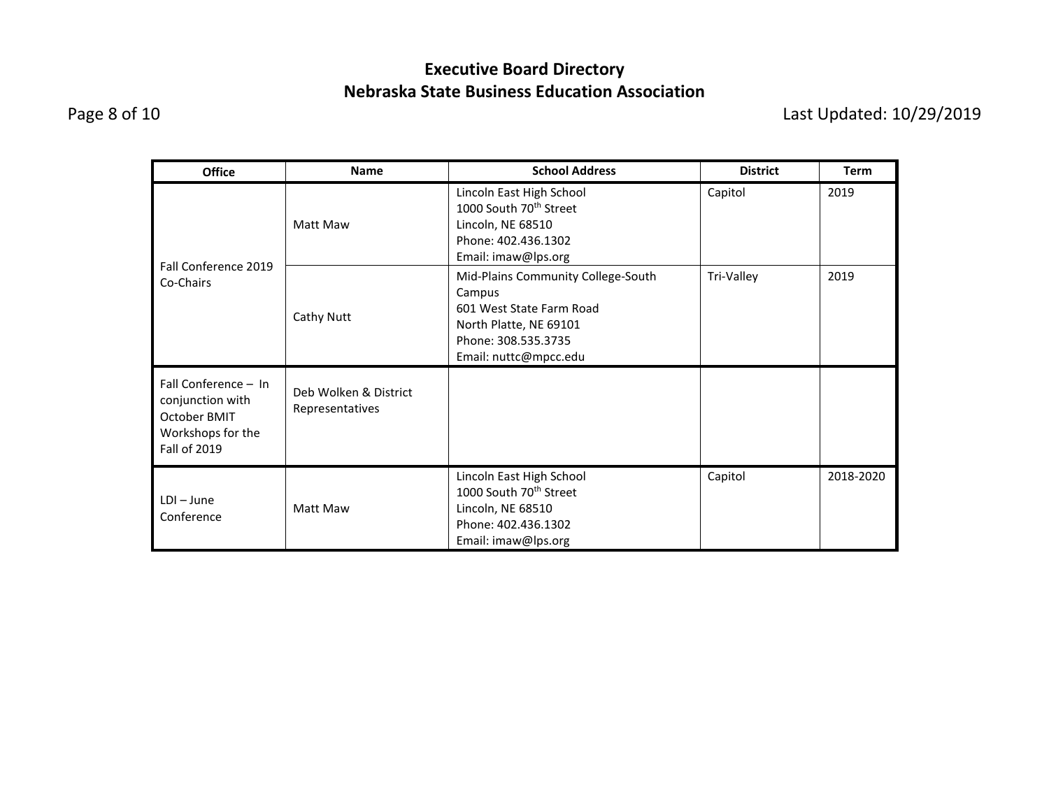# Executive Board Directory

## Nebraska State Business Education Association

Last Updated: 10/29/2019

| Office | Name | School Address | District | Term |
|---|---|---|---|---|
| Fall Conference 2019 Co-Chairs | Matt Maw | Lincoln East High School<br>1000 South 70th Street<br>Lincoln, NE 68510<br>Phone: 402.436.1302<br>Email: imaw@lps.org | Capitol | 2019 |
| | Cathy Nutt | Mid-Plains Community College-South Campus<br>601 West State Farm Road<br>North Platte, NE 69101<br>Phone: 308.535.3735<br>Email: nuttc@mpcc.edu | Tri-Valley | 2019 |
| Fall Conference – In conjunction with October BMIT Workshops for the Fall of 2019 | Deb Wolken & District Representatives | | | |
| LDI – June Conference | Matt Maw | Lincoln East High School<br>1000 South 70th Street<br>Lincoln, NE 68510<br>Phone: 402.436.1302<br>Email: imaw@lps.org | Capitol | 2018-2020 |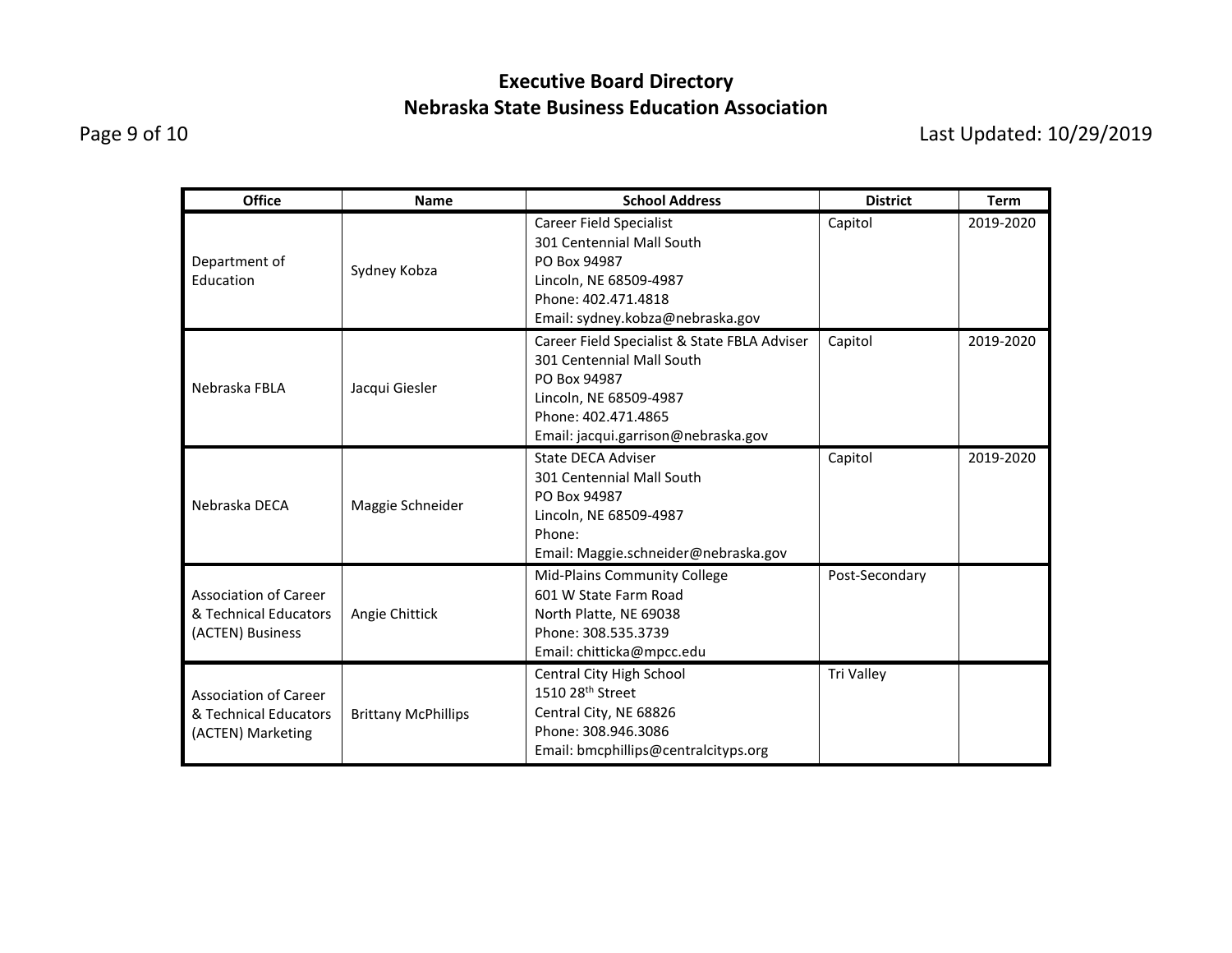# Executive Board Directory
## Nebraska State Business Education Association

Last Updated: 10/29/2019

| Office | Name | School Address | District | Term |
|---|---|---|---|---|
| Department of Education | Sydney Kobza | Career Field Specialist<br>301 Centennial Mall South<br>PO Box 94987<br>Lincoln, NE 68509-4987<br>Phone: 402.471.4818<br>Email: sydney.kobza@nebraska.gov | Capitol | 2019-2020 |
| Nebraska FBLA | Jacqui Giesler | Career Field Specialist & State FBLA Adviser<br>301 Centennial Mall South<br>PO Box 94987<br>Lincoln, NE 68509-4987<br>Phone: 402.471.4865<br>Email: jacqui.garrison@nebraska.gov | Capitol | 2019-2020 |
| Nebraska DECA | Maggie Schneider | State DECA Adviser<br>301 Centennial Mall South<br>PO Box 94987<br>Lincoln, NE 68509-4987<br>Phone:<br>Email: Maggie.schneider@nebraska.gov | Capitol | 2019-2020 |
| Association of Career & Technical Educators (ACTEN) Business | Angie Chittick | Mid-Plains Community College<br>601 W State Farm Road<br>North Platte, NE 69038<br>Phone: 308.535.3739<br>Email: chitticka@mpcc.edu | Post-Secondary | |
| Association of Career & Technical Educators (ACTEN) Marketing | Brittany McPhillips | Central City High School<br>1510 28th Street<br>Central City, NE 68826<br>Phone: 308.946.3086<br>Email: bmcphillips@centralcityps.org | Tri Valley | |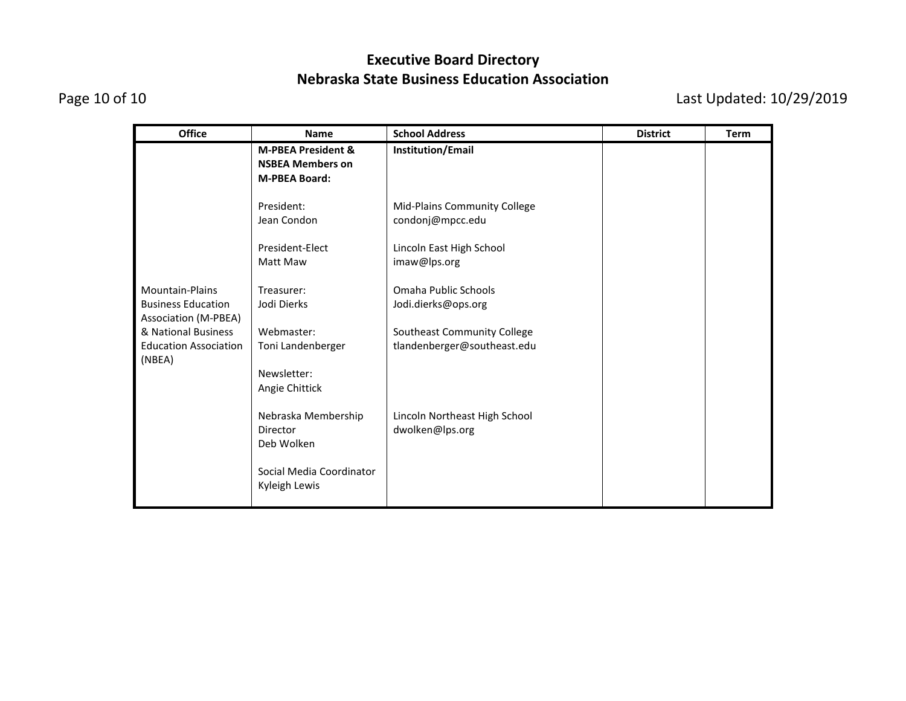# Executive Board Directory
# Nebraska State Business Education Association

Last Updated: 10/29/2019

| Office | Name | School Address | District | Term |
|---|---|---|---|---|
| | **M-PBEA President & NSBEA Members on M-PBEA Board:** | **Institution/Email** | | |
| | President:<br>Jean Condon | Mid-Plains Community College<br>condonj@mpcc.edu | | |
| | President-Elect<br>Matt Maw | Lincoln East High School<br>imaw@lps.org | | |
| Mountain-Plains Business Education Association (M-PBEA) & National Business Education Association (NBEA) | Treasurer:<br>Jodi Dierks | Omaha Public Schools<br>Jodi.dierks@ops.org | | |
| | Webmaster:<br>Toni Landenberger | Southeast Community College<br>tlandenberger@southeast.edu | | |
| | Newsletter:<br>Angie Chittick | | | |
| | Nebraska Membership Director<br>Deb Wolken | Lincoln Northeast High School<br>dwolken@lps.org | | |
| | Social Media Coordinator<br>Kyleigh Lewis | | | |